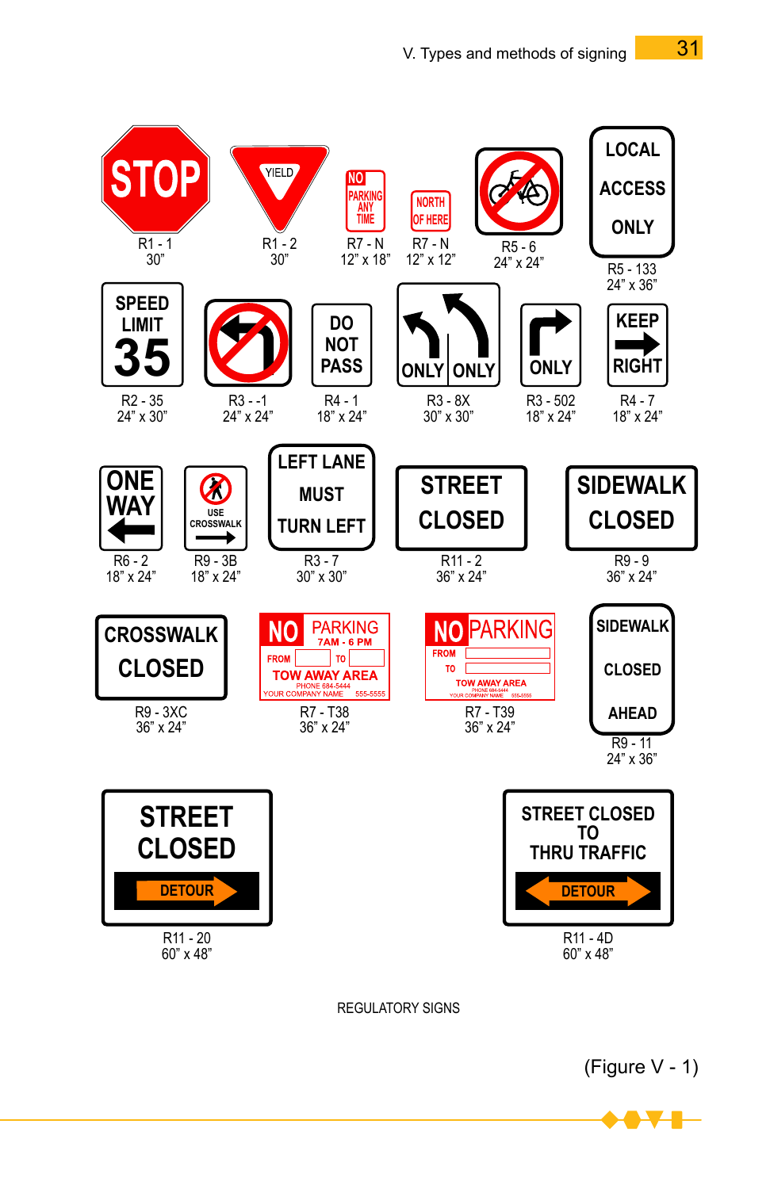STOP

R1 - 1
30"

YIELD

R1 - 2
30"

NO PARKING ANY TIME

R7 - N
12" x 18"

NORTH OF HERE

R7 - N
12" x 12"

R5 - 6
24" x 24"

LOCAL ACCESS ONLY

R5 - 133
24" x 36"

SPEED LIMIT 35

R2 - 35
24" x 30"

R3 - -1
24" x 24"

DO NOT PASS

R4 - 1
18" x 24"

ONLY ONLY

R3 - 8X
30" x 30"

ONLY

R3 - 502
18" x 24"

KEEP RIGHT

R4 - 7
18" x 24"

ONE WAY

R6 - 2
18" x 24"

USE CROSSWALK

R9 - 3B
18" x 24"

LEFT LANE MUST TURN LEFT

R3 - 7
30" x 30"

STREET CLOSED

R11 - 2
36" x 24"

SIDEWALK CLOSED

R9 - 9
36" x 24"

CROSSWALK CLOSED

R9 - 3XC
36" x 24"

NO PARKING 7AM - 6 PM FROM TO TOW AWAY AREA PHONE 684-5444 YOUR COMPANY NAME 555-5555

R7 - T38
36" x 24"

NO PARKING FROM TO TOW AWAY AREA PHONE 684-5444 YOUR COMPANY NAME 555-5555

R7 - T39
36" x 24"

SIDEWALK CLOSED AHEAD

R9 - 11
24" x 36"

STREET CLOSED DETOUR

R11 - 20
60" x 48"

STREET CLOSED TO THRU TRAFFIC DETOUR

R11 - 4D
60" x 48"

REGULATORY SIGNS

(Figure V - 1)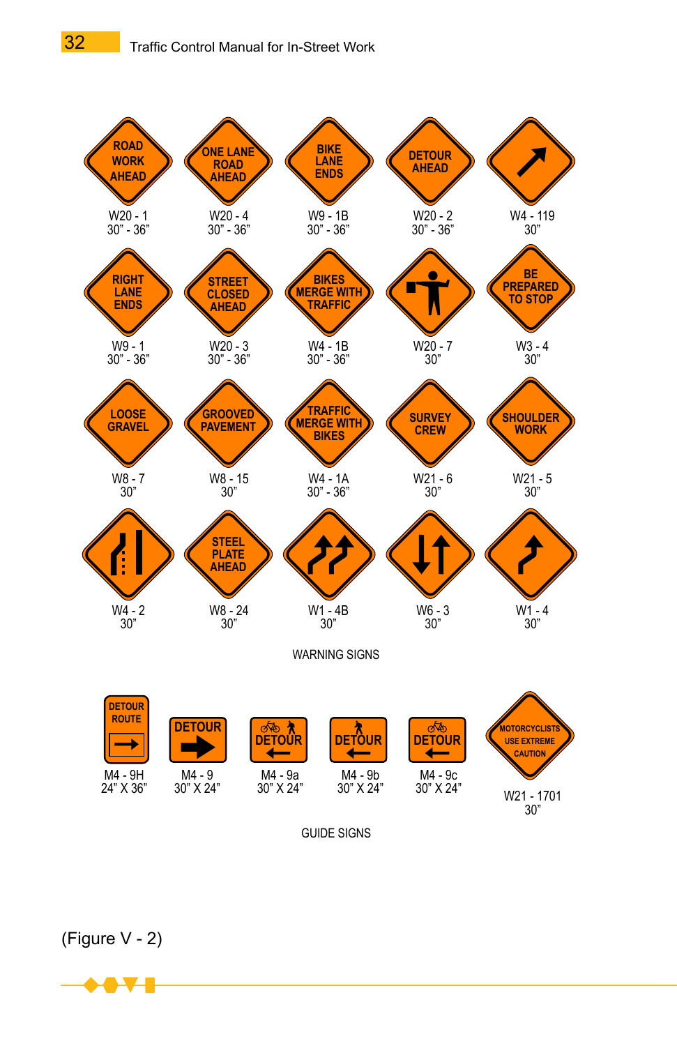ROAD WORK AHEAD
W20 - 1
30" - 36"

ONE LANE ROAD AHEAD
W20 - 4
30" - 36"

BIKE LANE ENDS
W9 - 1B
30" - 36"

DETOUR AHEAD
W20 - 2
30" - 36"

W4 - 119
30"

RIGHT LANE ENDS
W9 - 1
30" - 36"

STREET CLOSED AHEAD
W20 - 3
30" - 36"

BIKES MERGE WITH TRAFFIC
W4 - 1B
30" - 36"

W20 - 7
30"

BE PREPARED TO STOP
W3 - 4
30"

LOOSE GRAVEL
W8 - 7
30"

GROOVED PAVEMENT
W8 - 15
30"

TRAFFIC MERGE WITH BIKES
W4 - 1A
30" - 36"

SURVEY CREW
W21 - 6
30"

SHOULDER WORK
W21 - 5
30"

W4 - 2
30"

STEEL PLATE AHEAD
W8 - 24
30"

W1 - 4B
30"

W6 - 3
30"

W1 - 4
30"

WARNING SIGNS

DETOUR ROUTE
M4 - 9H
24" X 36"

DETOUR
M4 - 9
30" X 24"

DETOUR
M4 - 9a
30" X 24"

DETOUR
M4 - 9b
30" X 24"

DETOUR
M4 - 9c
30" X 24"

MOTORCYCLISTS USE EXTREME CAUTION
W21 - 1701
30"

GUIDE SIGNS

(Figure V - 2)